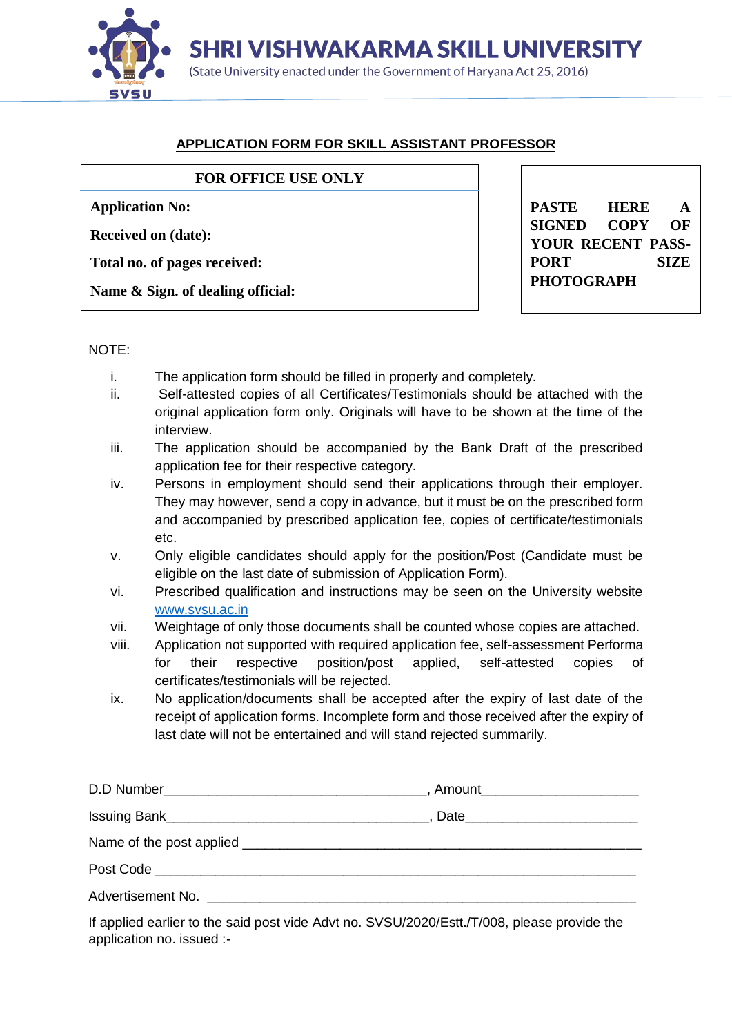# SHRI VISHWAKARMA SKILL UNIVERSITY

(State University enacted under the Government of Haryana Act 25, 2016)

## APPLICATION FORM FOR SKILL ASSISTANT PROFESSOR

| FOR OFFICE USE ONLY |
| --- |
| **Application No:** |
| **Received on (date):** |
| **Total no. of pages received:** |
| **Name & Sign. of dealing official:** |

**PASTE HERE A SIGNED COPY OF YOUR RECENT PASS-PORT SIZE PHOTOGRAPH**

NOTE:

i. The application form should be filled in properly and completely.

ii. Self-attested copies of all Certificates/Testimonials should be attached with the original application form only. Originals will have to be shown at the time of the interview.

iii. The application should be accompanied by the Bank Draft of the prescribed application fee for their respective category.

iv. Persons in employment should send their applications through their employer. They may however, send a copy in advance, but it must be on the prescribed form and accompanied by prescribed application fee, copies of certificate/testimonials etc.

v. Only eligible candidates should apply for the position/Post (Candidate must be eligible on the last date of submission of Application Form).

vi. Prescribed qualification and instructions may be seen on the University website www.svsu.ac.in

vii. Weightage of only those documents shall be counted whose copies are attached.

viii. Application not supported with required application fee, self-assessment Performa for their respective position/post applied, self-attested copies of certificates/testimonials will be rejected.

ix. No application/documents shall be accepted after the expiry of last date of the receipt of application forms. Incomplete form and those received after the expiry of last date will not be entertained and will stand rejected summarily.

D.D Number___________________________________, Amount____________________

Issuing Bank___________________________________, Date______________________

Name of the post applied _____________________________________________________

Post Code _______________________________________________________________

Advertisement No. ________________________________________________________

If applied earlier to the said post vide Advt no. SVSU/2020/Estt./T/008, please provide the application no. issued :- ______________________________________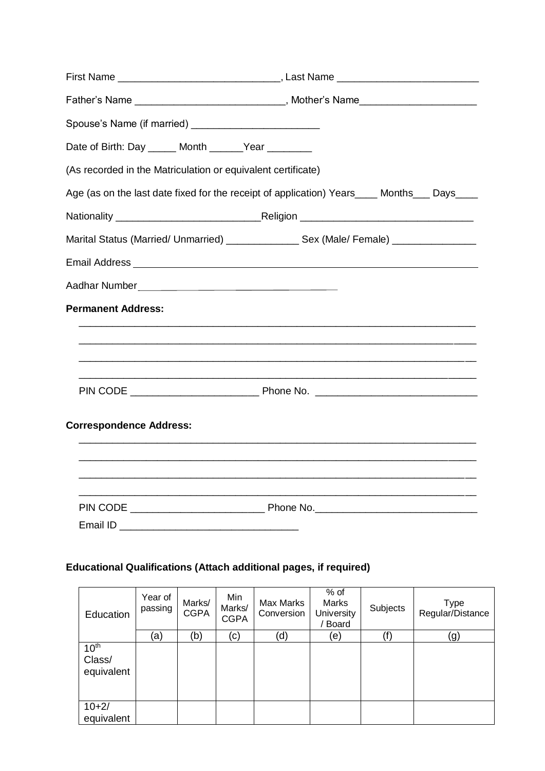First Name ____________________________, Last Name ________________________

Father's Name __________________________, Mother's Name____________________

Spouse's Name (if married) ______________________

Date of Birth: Day _____ Month ______Year ________

(As recorded in the Matriculation or equivalent certificate)

Age (as on the last date fixed for the receipt of application) Years____ Months___ Days____

Nationality __________________________Religion ______________________________

Marital Status (Married/ Unmarried) _____________ Sex (Male/ Female) ______________

Email Address ______________________________________________________________

Aadhar Number ____________________________________

**Permanent Address:**

_______________________________________________________________________

_______________________________________________________________________

_______________________________________________________________________

_______________________________________________________________________

PIN CODE ______________________ Phone No. ____________________________

**Correspondence Address:**

_______________________________________________________________________

_______________________________________________________________________

_______________________________________________________________________

_______________________________________________________________________

PIN CODE _______________________ Phone No.____________________________

Email ID ________________________________

**Educational Qualifications (Attach additional pages, if required)**

| Education | Year of passing | Marks/ CGPA | Min Marks/ CGPA | Max Marks Conversion | % of Marks University / Board | Subjects | Type Regular/Distance |
|---|---|---|---|---|---|---|---|
| | (a) | (b) | (c) | (d) | (e) | (f) | (g) |
| $10^{th}$ Class/ equivalent | | | | | | | |
| 10+2/ equivalent | | | | | | | |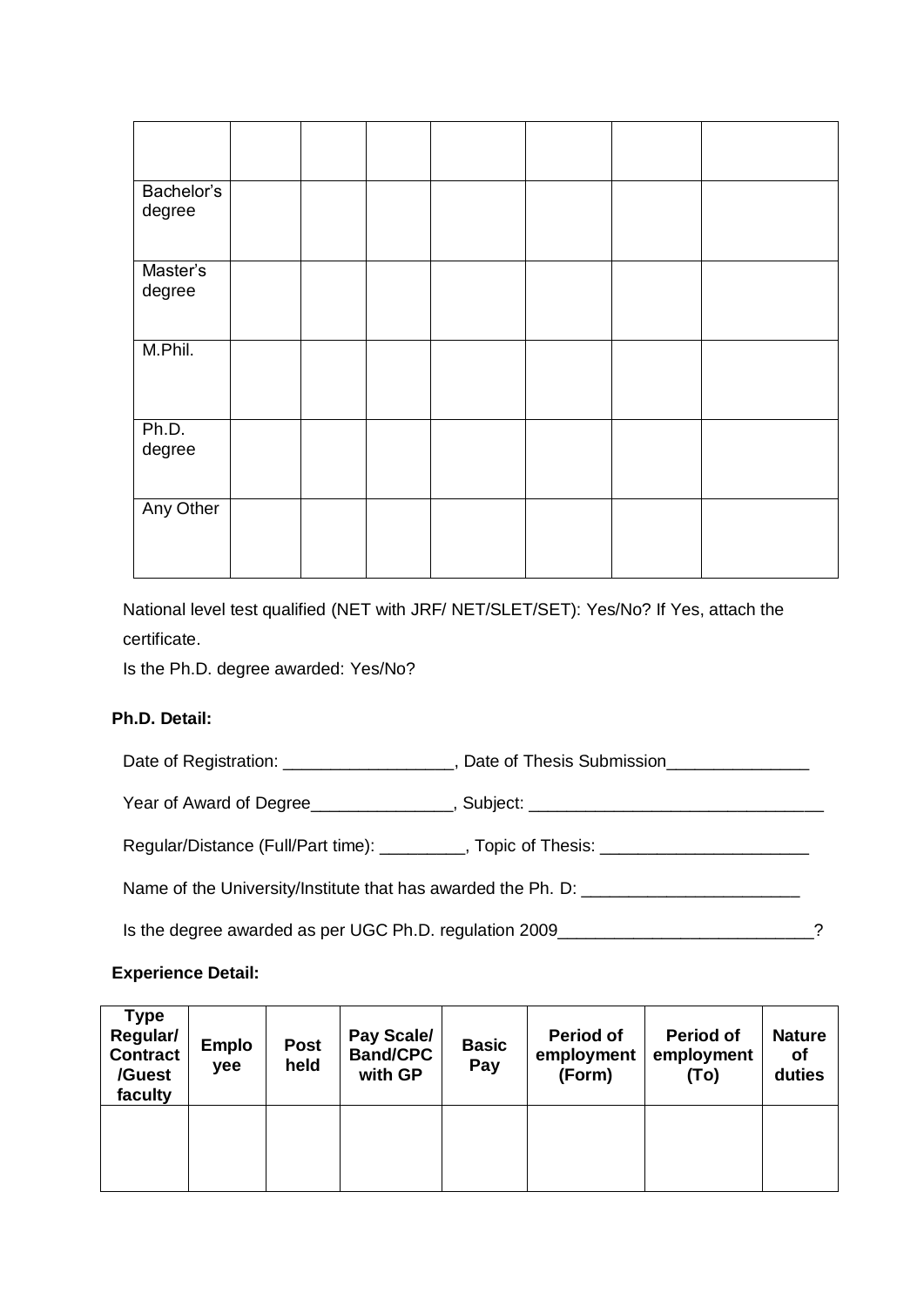| | | | | | | | |
|---|---|---|---|---|---|---|---|
| Bachelor's degree | | | | | | | |
| Master's degree | | | | | | | |
| M.Phil. | | | | | | | |
| Ph.D. degree | | | | | | | |
| Any Other | | | | | | | |

National level test qualified (NET with JRF/ NET/SLET/SET): Yes/No? If Yes, attach the certificate.

Is the Ph.D. degree awarded: Yes/No?

**Ph.D. Detail:**

Date of Registration: __________________, Date of Thesis Submission_______________

Year of Award of Degree_______________, Subject: _______________________________

Regular/Distance (Full/Part time): _________, Topic of Thesis: ______________________

Name of the University/Institute that has awarded the Ph. D: _______________________

Is the degree awarded as per UGC Ph.D. regulation 2009___________________________?

**Experience Detail:**

| Type Regular/ Contract /Guest faculty | Employee | Post held | Pay Scale/ Band/CPC with GP | Basic Pay | Period of employment (Form) | Period of employment (To) | Nature of duties |
|---|---|---|---|---|---|---|---|
| | | | | | | | |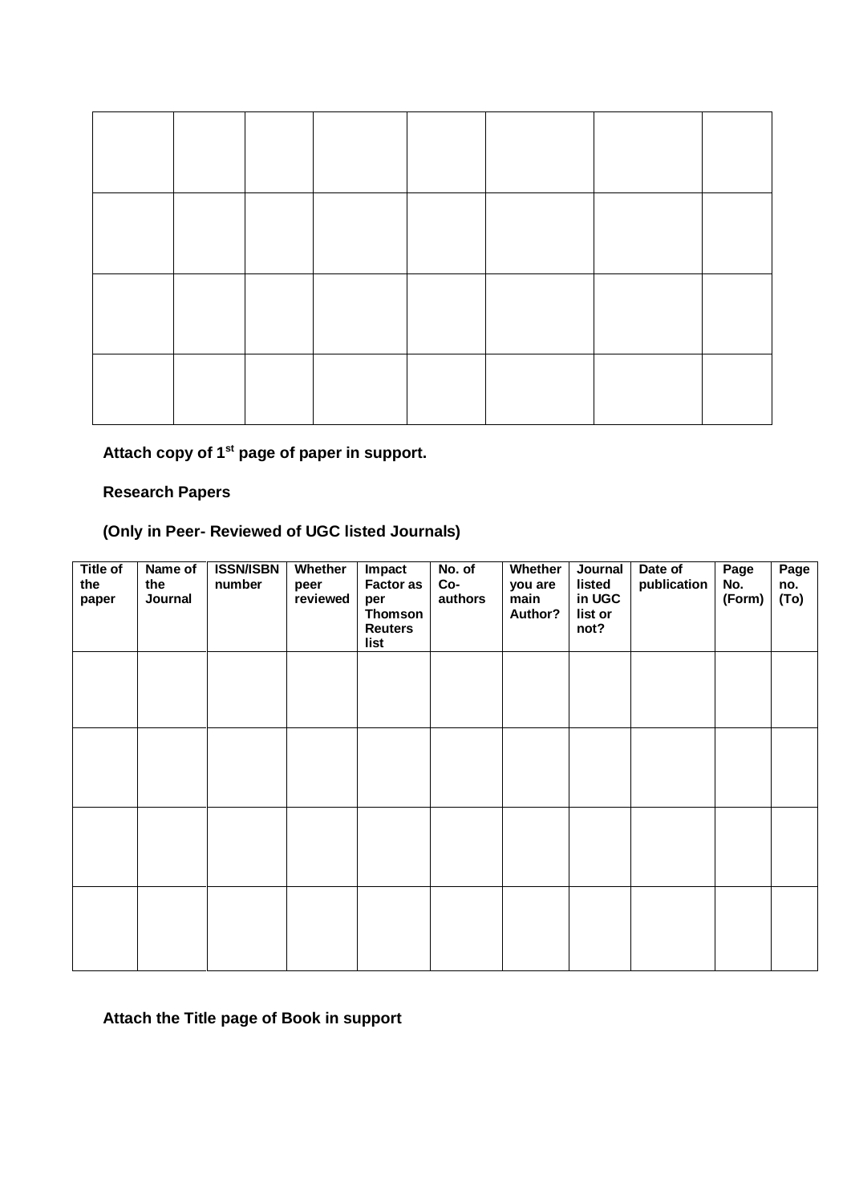| | | | | | | | |
|---|---|---|---|---|---|---|---|
| | | | | | | | |
| | | | | | | | |
| | | | | | | | |
| | | | | | | | |

**Attach copy of 1st page of paper in support.**

**Research Papers**

**(Only in Peer- Reviewed of UGC listed Journals)**

| Title of the paper | Name of the Journal | ISSN/ISBN number | Whether peer reviewed | Impact Factor as per Thomson Reuters list | No. of Co-authors | Whether you are main Author? | Journal listed in UGC list or not? | Date of publication | Page No. (Form) | Page no. (To) |
|---|---|---|---|---|---|---|---|---|---|---|
| | | | | | | | | | | |
| | | | | | | | | | | |
| | | | | | | | | | | |
| | | | | | | | | | | |

**Attach the Title page of Book in support**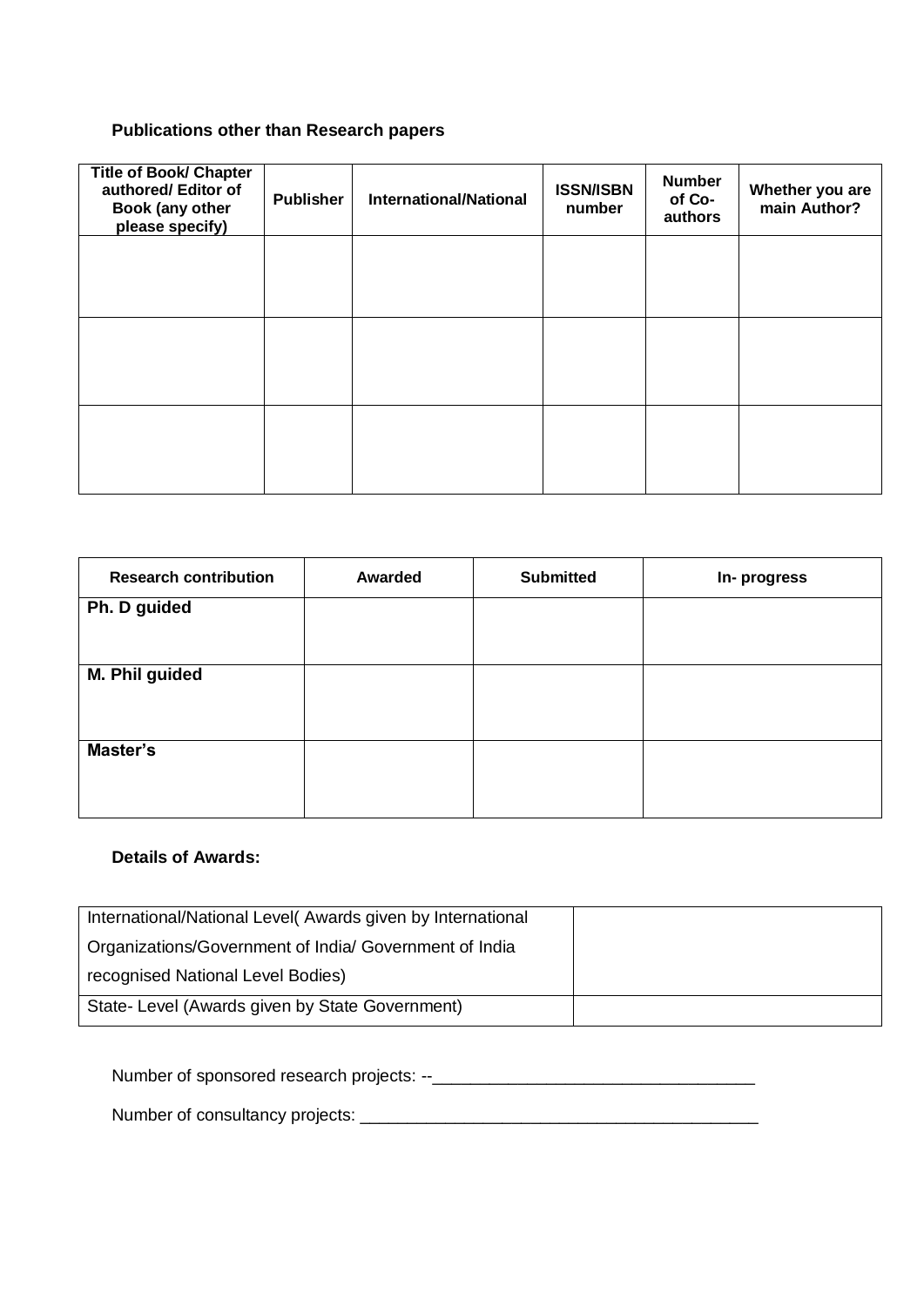**Publications other than Research papers**

| Title of Book/ Chapter authored/ Editor of Book (any other please specify) | Publisher | International/National | ISSN/ISBN number | Number of Co-authors | Whether you are main Author? |
|---|---|---|---|---|---|
| | | | | | |
| | | | | | |
| | | | | | |

| Research contribution | Awarded | Submitted | In- progress |
|---|---|---|---|
| **Ph. D guided** | | | |
| **M. Phil guided** | | | |
| **Master's** | | | |

**Details of Awards:**

| International/National Level( Awards given by International Organizations/Government of India/ Government of India recognised National Level Bodies) | |
|---|---|
| State- Level (Awards given by State Government) | |

Number of sponsored research projects: --___________________________________

Number of consultancy projects: ___________________________________________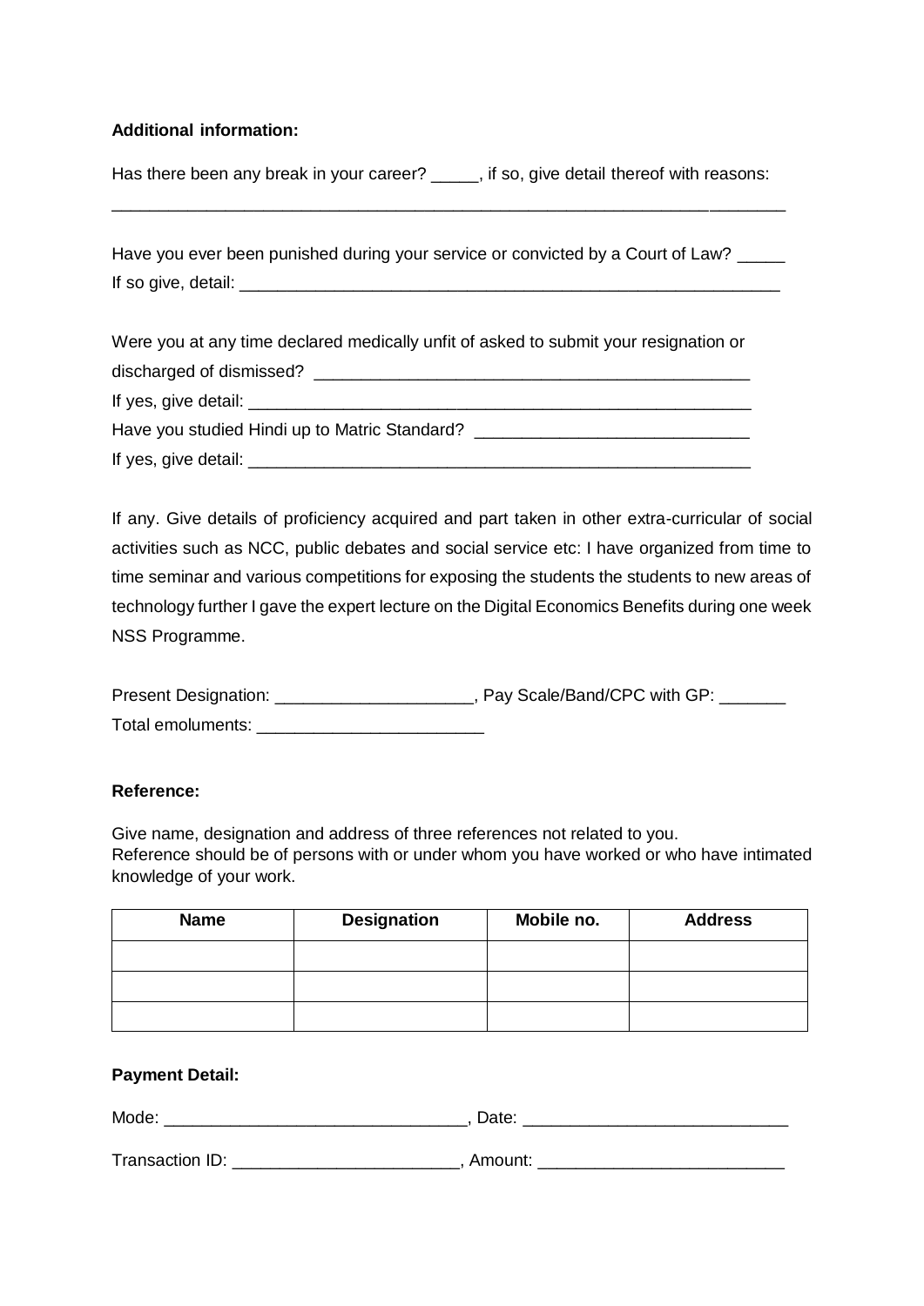**Additional information:**

Has there been any break in your career? _____, if so, give detail thereof with reasons:

_____________________________________________________________________

Have you ever been punished during your service or convicted by a Court of Law? _____
If so give, detail: _______________________________________________________

Were you at any time declared medically unfit of asked to submit your resignation or discharged of dismissed? ____________________________________________
If yes, give detail: ______________________________________________________
Have you studied Hindi up to Matric Standard? __________________________
If yes, give detail: ______________________________________________________

If any. Give details of proficiency acquired and part taken in other extra-curricular of social activities such as NCC, public debates and social service etc: I have organized from time to time seminar and various competitions for exposing the students the students to new areas of technology further I gave the expert lecture on the Digital Economics Benefits during one week NSS Programme.

Present Designation: ____________________, Pay Scale/Band/CPC with GP: _______
Total emoluments: _______________________

**Reference:**

Give name, designation and address of three references not related to you.
Reference should be of persons with or under whom you have worked or who have intimated knowledge of your work.

| Name | Designation | Mobile no. | Address |
|---|---|---|---|
| | | | |
| | | | |
| | | | |

**Payment Detail:**

Mode: ______________________________, Date: ___________________________

Transaction ID: ______________________, Amount: _________________________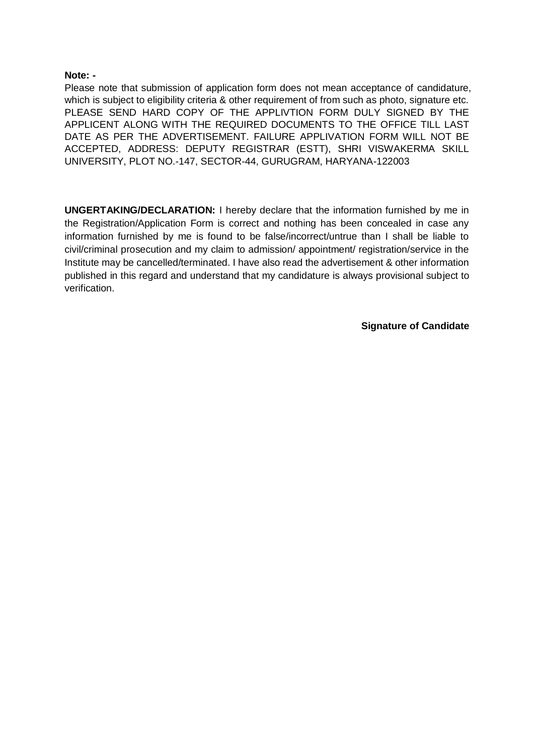**Note: -**

Please note that submission of application form does not mean acceptance of candidature, which is subject to eligibility criteria & other requirement of from such as photo, signature etc. PLEASE SEND HARD COPY OF THE APPLIVTION FORM DULY SIGNED BY THE APPLICENT ALONG WITH THE REQUIRED DOCUMENTS TO THE OFFICE TILL LAST DATE AS PER THE ADVERTISEMENT. FAILURE APPLIVATION FORM WILL NOT BE ACCEPTED, ADDRESS: DEPUTY REGISTRAR (ESTT), SHRI VISWAKERMA SKILL UNIVERSITY, PLOT NO.-147, SECTOR-44, GURUGRAM, HARYANA-122003

**UNGERTAKING/DECLARATION:** I hereby declare that the information furnished by me in the Registration/Application Form is correct and nothing has been concealed in case any information furnished by me is found to be false/incorrect/untrue than I shall be liable to civil/criminal prosecution and my claim to admission/ appointment/ registration/service in the Institute may be cancelled/terminated. I have also read the advertisement & other information published in this regard and understand that my candidature is always provisional subject to verification.

**Signature of Candidate**